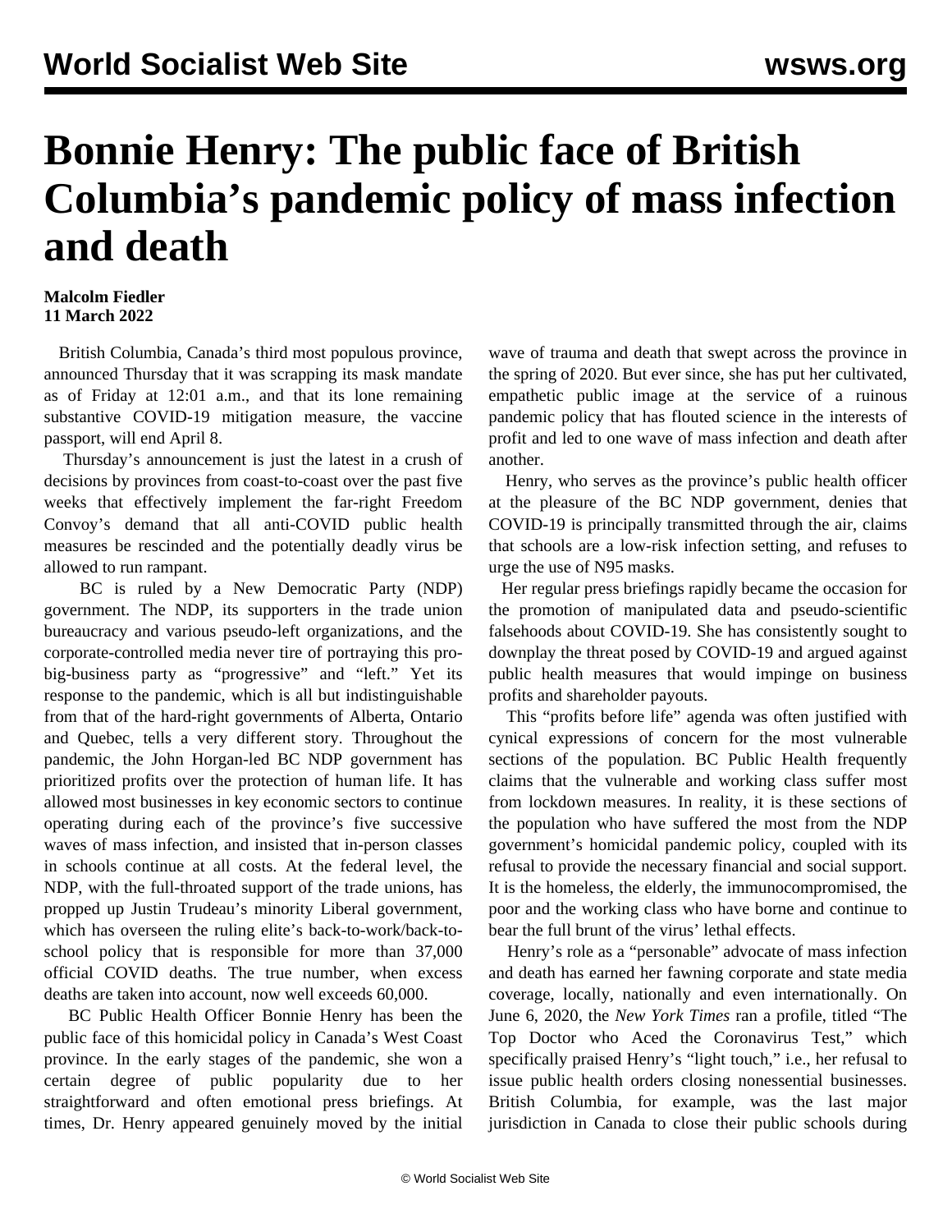# Bonnie Henry: The public face of British Columbia's pandemic policy of mass infection and death

**Malcolm Fiedler**
**11 March 2022**

British Columbia, Canada's third most populous province, announced Thursday that it was scrapping its mask mandate as of Friday at 12:01 a.m., and that its lone remaining substantive COVID-19 mitigation measure, the vaccine passport, will end April 8.

Thursday's announcement is just the latest in a crush of decisions by provinces from coast-to-coast over the past five weeks that effectively implement the far-right Freedom Convoy's demand that all anti-COVID public health measures be rescinded and the potentially deadly virus be allowed to run rampant.

BC is ruled by a New Democratic Party (NDP) government. The NDP, its supporters in the trade union bureaucracy and various pseudo-left organizations, and the corporate-controlled media never tire of portraying this pro-big-business party as "progressive" and "left." Yet its response to the pandemic, which is all but indistinguishable from that of the hard-right governments of Alberta, Ontario and Quebec, tells a very different story. Throughout the pandemic, the John Horgan-led BC NDP government has prioritized profits over the protection of human life. It has allowed most businesses in key economic sectors to continue operating during each of the province's five successive waves of mass infection, and insisted that in-person classes in schools continue at all costs. At the federal level, the NDP, with the full-throated support of the trade unions, has propped up Justin Trudeau's minority Liberal government, which has overseen the ruling elite's back-to-work/back-to-school policy that is responsible for more than 37,000 official COVID deaths. The true number, when excess deaths are taken into account, now well exceeds 60,000.

BC Public Health Officer Bonnie Henry has been the public face of this homicidal policy in Canada's West Coast province. In the early stages of the pandemic, she won a certain degree of public popularity due to her straightforward and often emotional press briefings. At times, Dr. Henry appeared genuinely moved by the initial wave of trauma and death that swept across the province in the spring of 2020. But ever since, she has put her cultivated, empathetic public image at the service of a ruinous pandemic policy that has flouted science in the interests of profit and led to one wave of mass infection and death after another.

Henry, who serves as the province's public health officer at the pleasure of the BC NDP government, denies that COVID-19 is principally transmitted through the air, claims that schools are a low-risk infection setting, and refuses to urge the use of N95 masks.

Her regular press briefings rapidly became the occasion for the promotion of manipulated data and pseudo-scientific falsehoods about COVID-19. She has consistently sought to downplay the threat posed by COVID-19 and argued against public health measures that would impinge on business profits and shareholder payouts.

This "profits before life" agenda was often justified with cynical expressions of concern for the most vulnerable sections of the population. BC Public Health frequently claims that the vulnerable and working class suffer most from lockdown measures. In reality, it is these sections of the population who have suffered the most from the NDP government's homicidal pandemic policy, coupled with its refusal to provide the necessary financial and social support. It is the homeless, the elderly, the immunocompromised, the poor and the working class who have borne and continue to bear the full brunt of the virus' lethal effects.

Henry's role as a "personable" advocate of mass infection and death has earned her fawning corporate and state media coverage, locally, nationally and even internationally. On June 6, 2020, the *New York Times* ran a profile, titled "The Top Doctor who Aced the Coronavirus Test," which specifically praised Henry's "light touch," i.e., her refusal to issue public health orders closing nonessential businesses. British Columbia, for example, was the last major jurisdiction in Canada to close their public schools during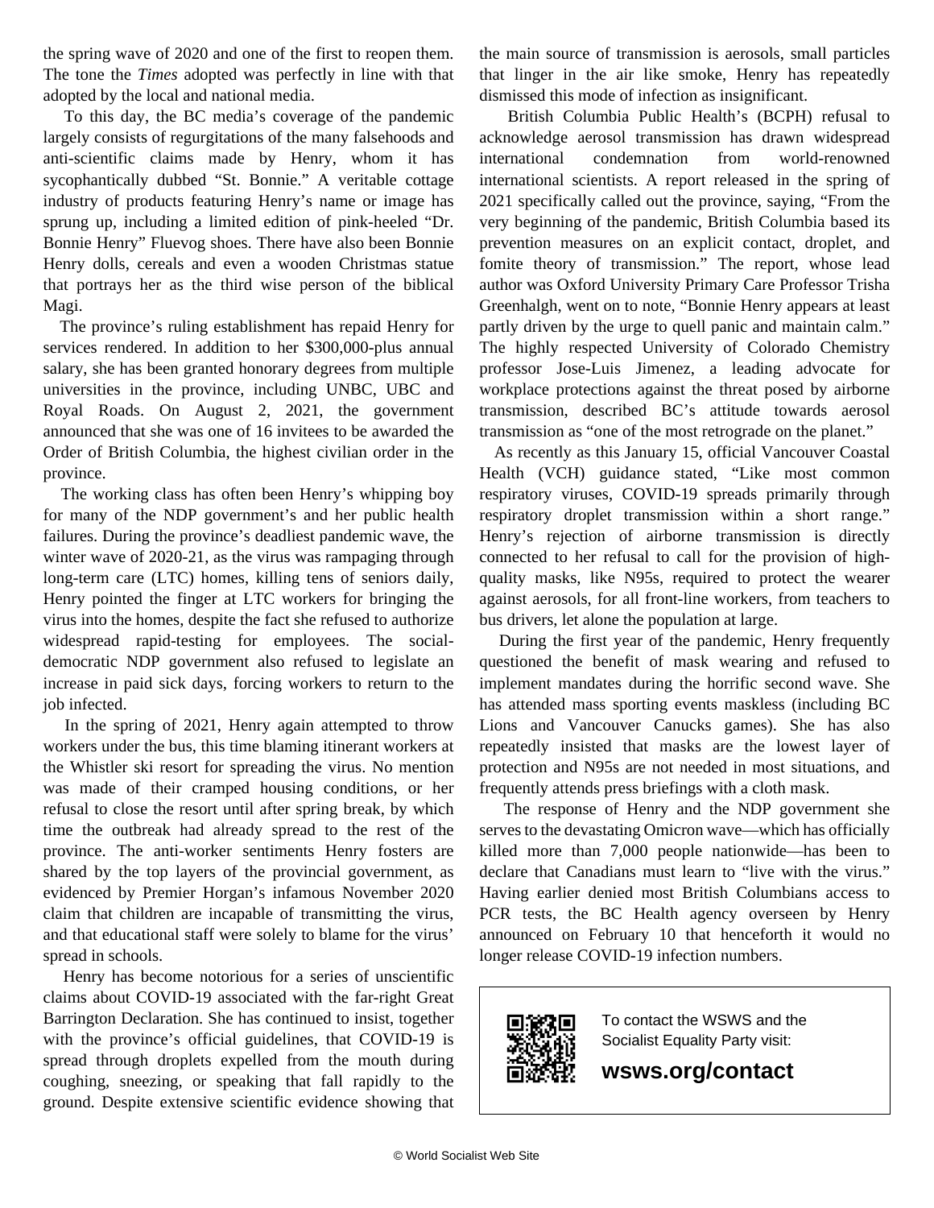the spring wave of 2020 and one of the first to reopen them. The tone the *Times* adopted was perfectly in line with that adopted by the local and national media.

To this day, the BC media's coverage of the pandemic largely consists of regurgitations of the many falsehoods and anti-scientific claims made by Henry, whom it has sycophantically dubbed "St. Bonnie." A veritable cottage industry of products featuring Henry's name or image has sprung up, including a limited edition of pink-heeled "Dr. Bonnie Henry" Fluevog shoes. There have also been Bonnie Henry dolls, cereals and even a wooden Christmas statue that portrays her as the third wise person of the biblical Magi.

The province's ruling establishment has repaid Henry for services rendered. In addition to her $300,000-plus annual salary, she has been granted honorary degrees from multiple universities in the province, including UNBC, UBC and Royal Roads. On August 2, 2021, the government announced that she was one of 16 invitees to be awarded the Order of British Columbia, the highest civilian order in the province.

The working class has often been Henry's whipping boy for many of the NDP government's and her public health failures. During the province's deadliest pandemic wave, the winter wave of 2020-21, as the virus was rampaging through long-term care (LTC) homes, killing tens of seniors daily, Henry pointed the finger at LTC workers for bringing the virus into the homes, despite the fact she refused to authorize widespread rapid-testing for employees. The social-democratic NDP government also refused to legislate an increase in paid sick days, forcing workers to return to the job infected.

In the spring of 2021, Henry again attempted to throw workers under the bus, this time blaming itinerant workers at the Whistler ski resort for spreading the virus. No mention was made of their cramped housing conditions, or her refusal to close the resort until after spring break, by which time the outbreak had already spread to the rest of the province. The anti-worker sentiments Henry fosters are shared by the top layers of the provincial government, as evidenced by Premier Horgan's infamous November 2020 claim that children are incapable of transmitting the virus, and that educational staff were solely to blame for the virus' spread in schools.

Henry has become notorious for a series of unscientific claims about COVID-19 associated with the far-right Great Barrington Declaration. She has continued to insist, together with the province's official guidelines, that COVID-19 is spread through droplets expelled from the mouth during coughing, sneezing, or speaking that fall rapidly to the ground. Despite extensive scientific evidence showing that the main source of transmission is aerosols, small particles that linger in the air like smoke, Henry has repeatedly dismissed this mode of infection as insignificant.

British Columbia Public Health's (BCPH) refusal to acknowledge aerosol transmission has drawn widespread international condemnation from world-renowned international scientists. A report released in the spring of 2021 specifically called out the province, saying, "From the very beginning of the pandemic, British Columbia based its prevention measures on an explicit contact, droplet, and fomite theory of transmission." The report, whose lead author was Oxford University Primary Care Professor Trisha Greenhalgh, went on to note, "Bonnie Henry appears at least partly driven by the urge to quell panic and maintain calm." The highly respected University of Colorado Chemistry professor Jose-Luis Jimenez, a leading advocate for workplace protections against the threat posed by airborne transmission, described BC's attitude towards aerosol transmission as "one of the most retrograde on the planet."

As recently as this January 15, official Vancouver Coastal Health (VCH) guidance stated, "Like most common respiratory viruses, COVID-19 spreads primarily through respiratory droplet transmission within a short range." Henry's rejection of airborne transmission is directly connected to her refusal to call for the provision of high-quality masks, like N95s, required to protect the wearer against aerosols, for all front-line workers, from teachers to bus drivers, let alone the population at large.

During the first year of the pandemic, Henry frequently questioned the benefit of mask wearing and refused to implement mandates during the horrific second wave. She has attended mass sporting events maskless (including BC Lions and Vancouver Canucks games). She has also repeatedly insisted that masks are the lowest layer of protection and N95s are not needed in most situations, and frequently attends press briefings with a cloth mask.

The response of Henry and the NDP government she serves to the devastating Omicron wave—which has officially killed more than 7,000 people nationwide—has been to declare that Canadians must learn to "live with the virus." Having earlier denied most British Columbians access to PCR tests, the BC Health agency overseen by Henry announced on February 10 that henceforth it would no longer release COVID-19 infection numbers.

To contact the WSWS and the Socialist Equality Party visit:

**wsws.org/contact**